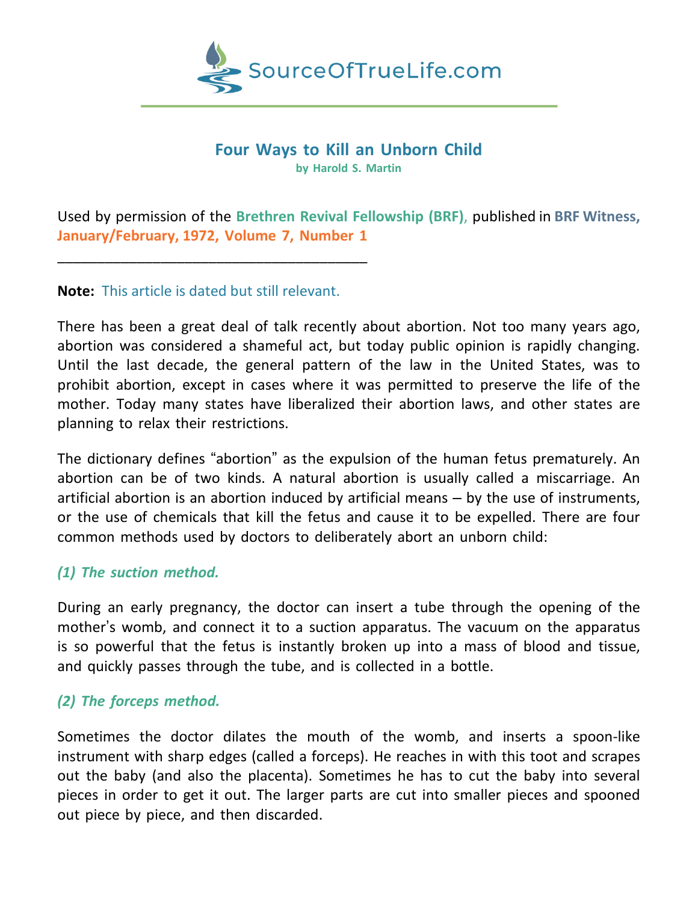SourceOfTrueLife.com

# Four Ways to Kill an Unborn Child

**by Harold S. Martin**

Used by permission of the **Brethren Revival Fellowship (BRF)**, published in **BRF Witness, January/February, 1972, Volume 7, Number 1**

_______________________________________

**Note:** This article is dated but still relevant.

There has been a great deal of talk recently about abortion. Not too many years ago, abortion was considered a shameful act, but today public opinion is rapidly changing. Until the last decade, the general pattern of the law in the United States, was to prohibit abortion, except in cases where it was permitted to preserve the life of the mother. Today many states have liberalized their abortion laws, and other states are planning to relax their restrictions.

The dictionary defines "abortion" as the expulsion of the human fetus prematurely. An abortion can be of two kinds. A natural abortion is usually called a miscarriage. An artificial abortion is an abortion induced by artificial means – by the use of instruments, or the use of chemicals that kill the fetus and cause it to be expelled. There are four common methods used by doctors to deliberately abort an unborn child:

### *(1) The suction method.*

During an early pregnancy, the doctor can insert a tube through the opening of the mother's womb, and connect it to a suction apparatus. The vacuum on the apparatus is so powerful that the fetus is instantly broken up into a mass of blood and tissue, and quickly passes through the tube, and is collected in a bottle.

### *(2) The forceps method.*

Sometimes the doctor dilates the mouth of the womb, and inserts a spoon-like instrument with sharp edges (called a forceps). He reaches in with this toot and scrapes out the baby (and also the placenta). Sometimes he has to cut the baby into several pieces in order to get it out. The larger parts are cut into smaller pieces and spooned out piece by piece, and then discarded.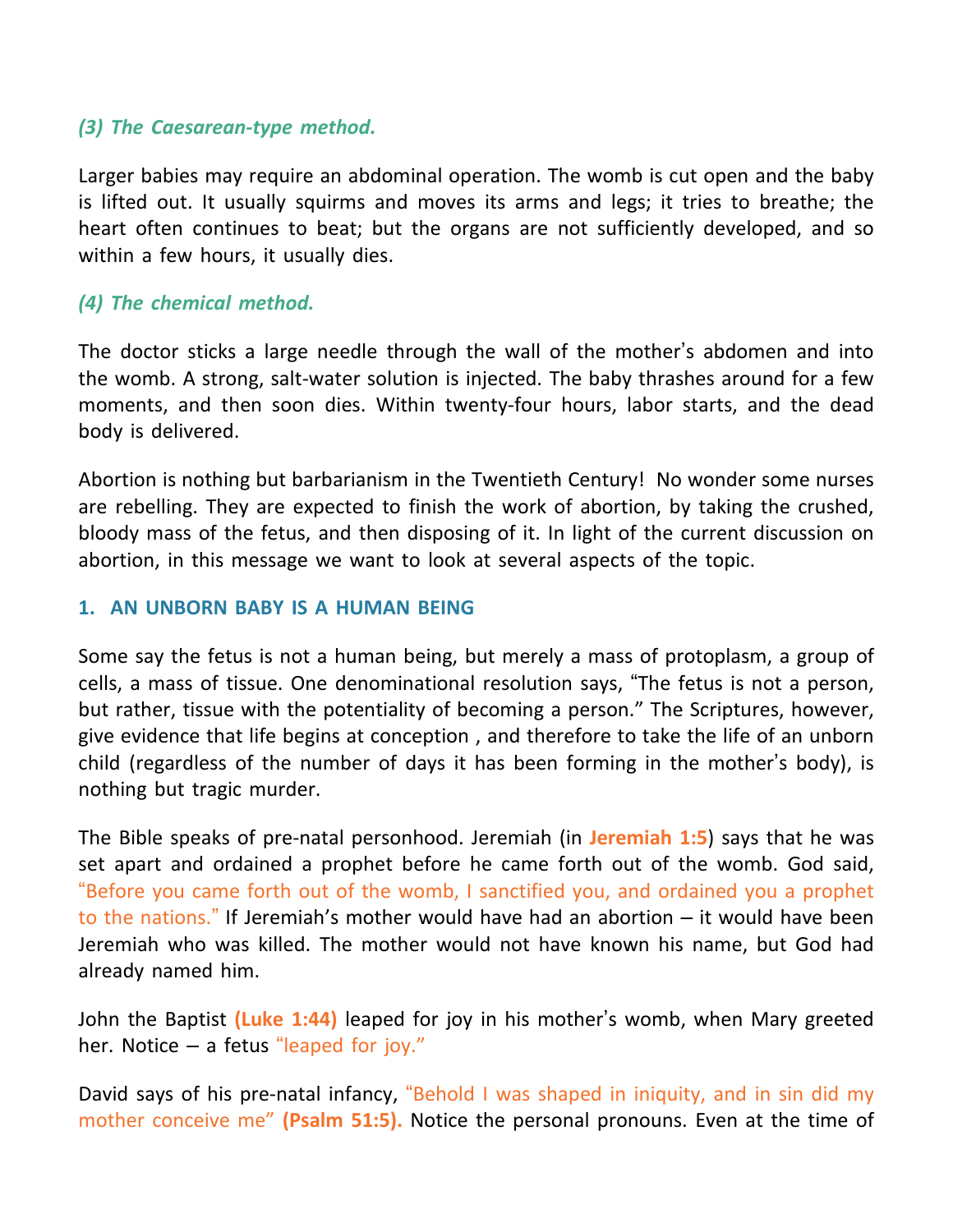### *(3) The Caesarean-type method.*

Larger babies may require an abdominal operation. The womb is cut open and the baby is lifted out. It usually squirms and moves its arms and legs; it tries to breathe; the heart often continues to beat; but the organs are not sufficiently developed, and so within a few hours, it usually dies.

### *(4) The chemical method.*

The doctor sticks a large needle through the wall of the mother's abdomen and into the womb. A strong, salt-water solution is injected. The baby thrashes around for a few moments, and then soon dies. Within twenty-four hours, labor starts, and the dead body is delivered.

Abortion is nothing but barbarianism in the Twentieth Century! No wonder some nurses are rebelling. They are expected to finish the work of abortion, by taking the crushed, bloody mass of the fetus, and then disposing of it. In light of the current discussion on abortion, in this message we want to look at several aspects of the topic.

## 1. AN UNBORN BABY IS A HUMAN BEING

Some say the fetus is not a human being, but merely a mass of protoplasm, a group of cells, a mass of tissue. One denominational resolution says, "The fetus is not a person, but rather, tissue with the potentiality of becoming a person." The Scriptures, however, give evidence that life begins at conception , and therefore to take the life of an unborn child (regardless of the number of days it has been forming in the mother's body), is nothing but tragic murder.

The Bible speaks of pre-natal personhood. Jeremiah (in **Jeremiah 1:5**) says that he was set apart and ordained a prophet before he came forth out of the womb. God said, "Before you came forth out of the womb, I sanctified you, and ordained you a prophet to the nations." If Jeremiah's mother would have had an abortion – it would have been Jeremiah who was killed. The mother would not have known his name, but God had already named him.

John the Baptist **(Luke 1:44)** leaped for joy in his mother's womb, when Mary greeted her. Notice – a fetus "leaped for joy."

David says of his pre-natal infancy, "Behold I was shaped in iniquity, and in sin did my mother conceive me" **(Psalm 51:5).** Notice the personal pronouns. Even at the time of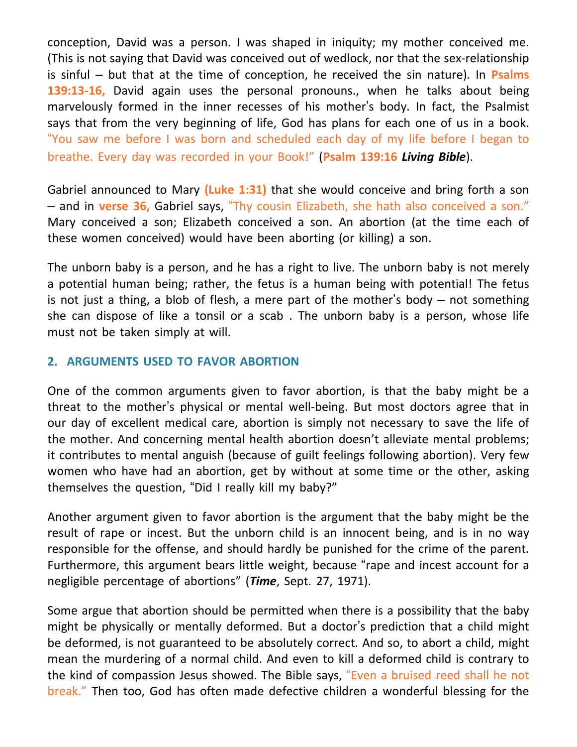conception, David was a person. I was shaped in iniquity; my mother conceived me. (This is not saying that David was conceived out of wedlock, nor that the sex-relationship is sinful – but that at the time of conception, he received the sin nature). In **Psalms 139:13-16,** David again uses the personal pronouns., when he talks about being marvelously formed in the inner recesses of his mother's body. In fact, the Psalmist says that from the very beginning of life, God has plans for each one of us in a book. "You saw me before I was born and scheduled each day of my life before I began to breathe. Every day was recorded in your Book!" (**Psalm 139:16** ***Living Bible***).

Gabriel announced to Mary **(Luke 1:31)** that she would conceive and bring forth a son – and in **verse 36,** Gabriel says, "Thy cousin Elizabeth, she hath also conceived a son." Mary conceived a son; Elizabeth conceived a son. An abortion (at the time each of these women conceived) would have been aborting (or killing) a son.

The unborn baby is a person, and he has a right to live. The unborn baby is not merely a potential human being; rather, the fetus is a human being with potential! The fetus is not just a thing, a blob of flesh, a mere part of the mother's body – not something she can dispose of like a tonsil or a scab . The unborn baby is a person, whose life must not be taken simply at will.

## 2. ARGUMENTS USED TO FAVOR ABORTION

One of the common arguments given to favor abortion, is that the baby might be a threat to the mother's physical or mental well-being. But most doctors agree that in our day of excellent medical care, abortion is simply not necessary to save the life of the mother. And concerning mental health abortion doesn't alleviate mental problems; it contributes to mental anguish (because of guilt feelings following abortion). Very few women who have had an abortion, get by without at some time or the other, asking themselves the question, "Did I really kill my baby?"

Another argument given to favor abortion is the argument that the baby might be the result of rape or incest. But the unborn child is an innocent being, and is in no way responsible for the offense, and should hardly be punished for the crime of the parent. Furthermore, this argument bears little weight, because "rape and incest account for a negligible percentage of abortions" (***Time***, Sept. 27, 1971).

Some argue that abortion should be permitted when there is a possibility that the baby might be physically or mentally deformed. But a doctor's prediction that a child might be deformed, is not guaranteed to be absolutely correct. And so, to abort a child, might mean the murdering of a normal child. And even to kill a deformed child is contrary to the kind of compassion Jesus showed. The Bible says, "Even a bruised reed shall he not break." Then too, God has often made defective children a wonderful blessing for the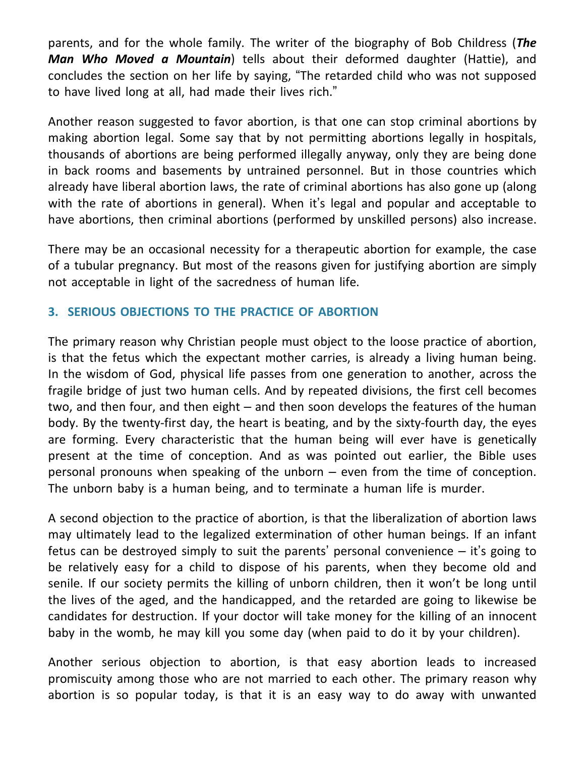parents, and for the whole family. The writer of the biography of Bob Childress (***The Man Who Moved a Mountain***) tells about their deformed daughter (Hattie), and concludes the section on her life by saying, "The retarded child who was not supposed to have lived long at all, had made their lives rich."

Another reason suggested to favor abortion, is that one can stop criminal abortions by making abortion legal. Some say that by not permitting abortions legally in hospitals, thousands of abortions are being performed illegally anyway, only they are being done in back rooms and basements by untrained personnel. But in those countries which already have liberal abortion laws, the rate of criminal abortions has also gone up (along with the rate of abortions in general). When it's legal and popular and acceptable to have abortions, then criminal abortions (performed by unskilled persons) also increase.

There may be an occasional necessity for a therapeutic abortion for example, the case of a tubular pregnancy. But most of the reasons given for justifying abortion are simply not acceptable in light of the sacredness of human life.

### 3. SERIOUS OBJECTIONS TO THE PRACTICE OF ABORTION

The primary reason why Christian people must object to the loose practice of abortion, is that the fetus which the expectant mother carries, is already a living human being. In the wisdom of God, physical life passes from one generation to another, across the fragile bridge of just two human cells. And by repeated divisions, the first cell becomes two, and then four, and then eight – and then soon develops the features of the human body. By the twenty-first day, the heart is beating, and by the sixty-fourth day, the eyes are forming. Every characteristic that the human being will ever have is genetically present at the time of conception. And as was pointed out earlier, the Bible uses personal pronouns when speaking of the unborn – even from the time of conception. The unborn baby is a human being, and to terminate a human life is murder.

A second objection to the practice of abortion, is that the liberalization of abortion laws may ultimately lead to the legalized extermination of other human beings. If an infant fetus can be destroyed simply to suit the parents' personal convenience – it's going to be relatively easy for a child to dispose of his parents, when they become old and senile. If our society permits the killing of unborn children, then it won't be long until the lives of the aged, and the handicapped, and the retarded are going to likewise be candidates for destruction. If your doctor will take money for the killing of an innocent baby in the womb, he may kill you some day (when paid to do it by your children).

Another serious objection to abortion, is that easy abortion leads to increased promiscuity among those who are not married to each other. The primary reason why abortion is so popular today, is that it is an easy way to do away with unwanted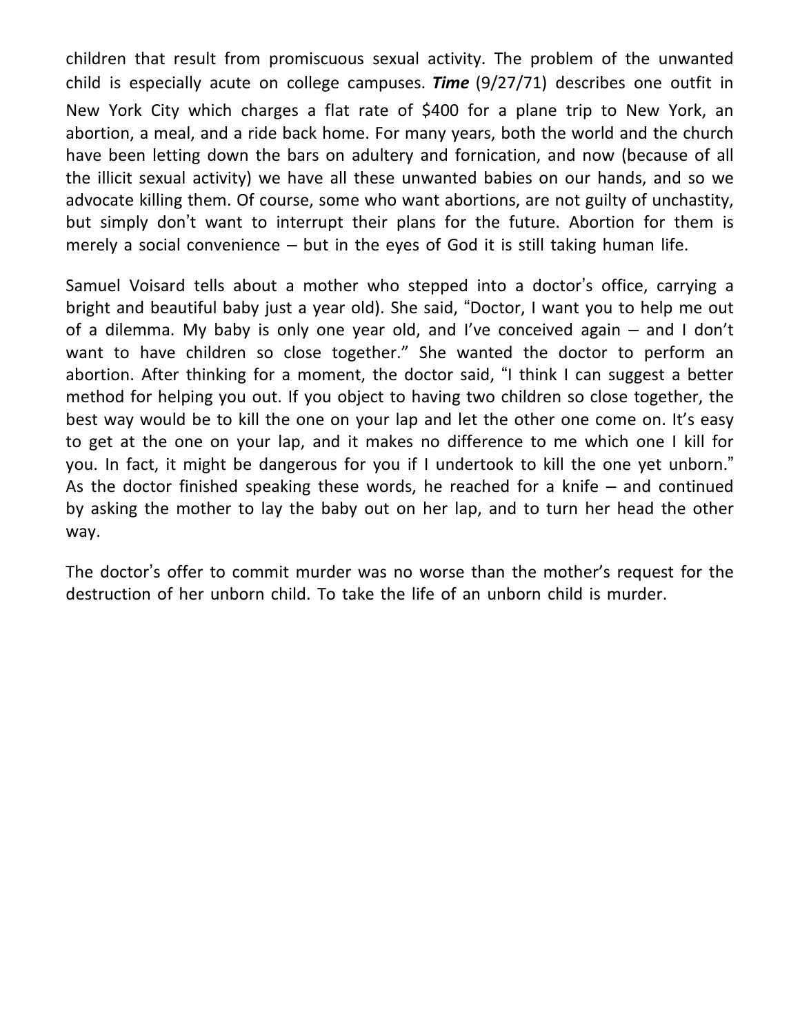children that result from promiscuous sexual activity. The problem of the unwanted child is especially acute on college campuses. ***Time*** (9/27/71) describes one outfit in New York City which charges a flat rate of $400 for a plane trip to New York, an abortion, a meal, and a ride back home. For many years, both the world and the church have been letting down the bars on adultery and fornication, and now (because of all the illicit sexual activity) we have all these unwanted babies on our hands, and so we advocate killing them. Of course, some who want abortions, are not guilty of unchastity, but simply don't want to interrupt their plans for the future. Abortion for them is merely a social convenience – but in the eyes of God it is still taking human life.

Samuel Voisard tells about a mother who stepped into a doctor's office, carrying a bright and beautiful baby just a year old). She said, "Doctor, I want you to help me out of a dilemma. My baby is only one year old, and I've conceived again – and I don't want to have children so close together." She wanted the doctor to perform an abortion. After thinking for a moment, the doctor said, "I think I can suggest a better method for helping you out. If you object to having two children so close together, the best way would be to kill the one on your lap and let the other one come on. It's easy to get at the one on your lap, and it makes no difference to me which one I kill for you. In fact, it might be dangerous for you if I undertook to kill the one yet unborn." As the doctor finished speaking these words, he reached for a knife – and continued by asking the mother to lay the baby out on her lap, and to turn her head the other way.

The doctor's offer to commit murder was no worse than the mother's request for the destruction of her unborn child. To take the life of an unborn child is murder.